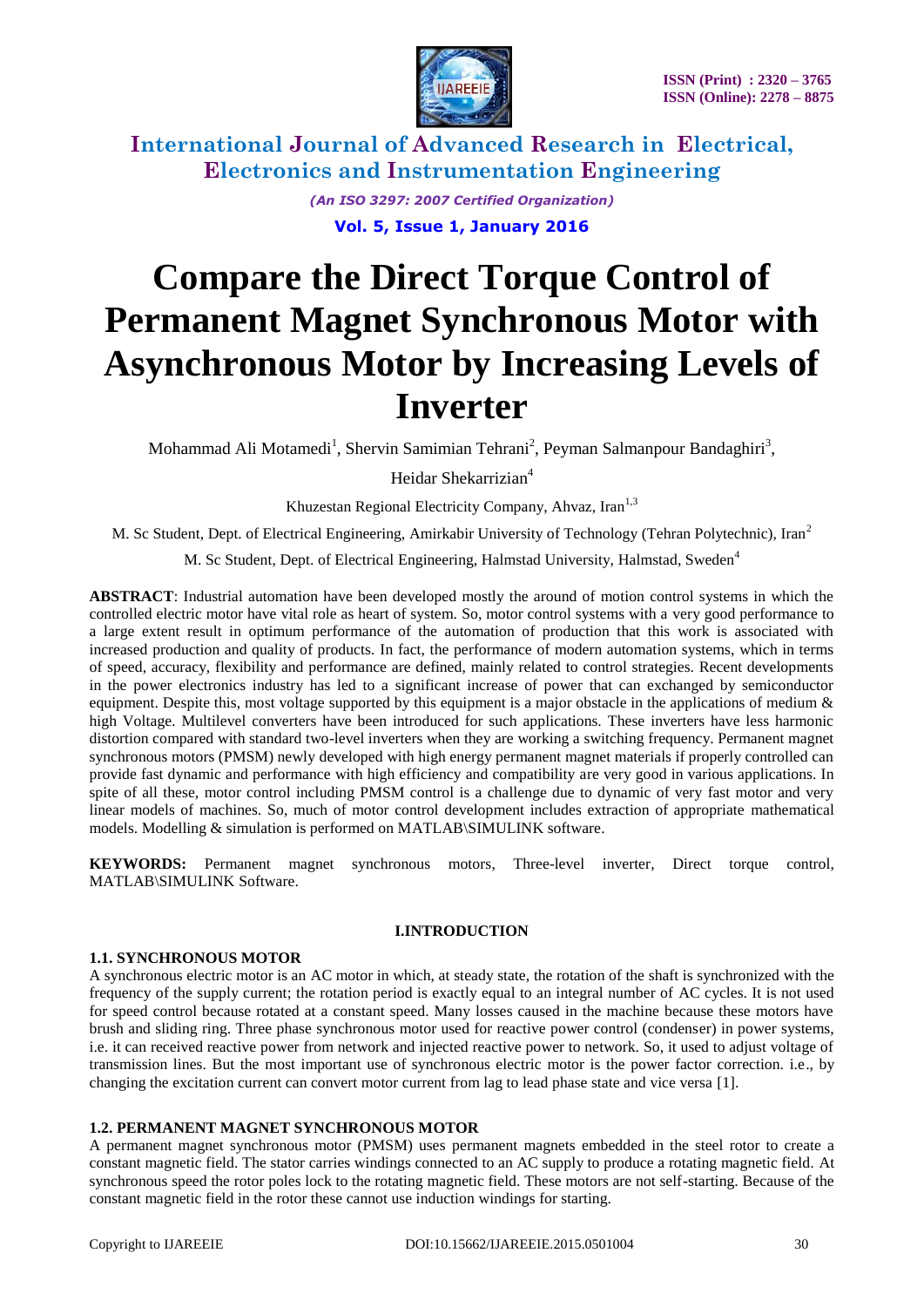# Compare the Direct Torque Control of Permanent Magnet Synchronous Motor with Asynchronous Motor by Increasing Levels of Inverter

Mohammad Ali Motamedi[1], Shervin Samimian Tehrani[2], Peyman Salmanpour Bandaghiri[3], Heidar Shekarrizian[4]

Khuzestan Regional Electricity Company, Ahvaz, Iran[1,3]

M. Sc Student, Dept. of Electrical Engineering, Amirkabir University of Technology (Tehran Polytechnic), Iran[2]

M. Sc Student, Dept. of Electrical Engineering, Halmstad University, Halmstad, Sweden[4]

**ABSTRACT**: Industrial automation have been developed mostly the around of motion control systems in which the controlled electric motor have vital role as heart of system. So, motor control systems with a very good performance to a large extent result in optimum performance of the automation of production that this work is associated with increased production and quality of products. In fact, the performance of modern automation systems, which in terms of speed, accuracy, flexibility and performance are defined, mainly related to control strategies. Recent developments in the power electronics industry has led to a significant increase of power that can exchanged by semiconductor equipment. Despite this, most voltage supported by this equipment is a major obstacle in the applications of medium & high Voltage. Multilevel converters have been introduced for such applications. These inverters have less harmonic distortion compared with standard two-level inverters when they are working a switching frequency. Permanent magnet synchronous motors (PMSM) newly developed with high energy permanent magnet materials if properly controlled can provide fast dynamic and performance with high efficiency and compatibility are very good in various applications. In spite of all these, motor control including PMSM control is a challenge due to dynamic of very fast motor and very linear models of machines. So, much of motor control development includes extraction of appropriate mathematical models. Modelling & simulation is performed on MATLAB\SIMULINK software.

**KEYWORDS:** Permanent magnet synchronous motors, Three-level inverter, Direct torque control, MATLAB\SIMULINK Software.

## I.INTRODUCTION

### 1.1. SYNCHRONOUS MOTOR

A synchronous electric motor is an AC motor in which, at steady state, the rotation of the shaft is synchronized with the frequency of the supply current; the rotation period is exactly equal to an integral number of AC cycles. It is not used for speed control because rotated at a constant speed. Many losses caused in the machine because these motors have brush and sliding ring. Three phase synchronous motor used for reactive power control (condenser) in power systems, i.e. it can received reactive power from network and injected reactive power to network. So, it used to adjust voltage of transmission lines. But the most important use of synchronous electric motor is the power factor correction. i.e., by changing the excitation current can convert motor current from lag to lead phase state and vice versa [1].

### 1.2. PERMANENT MAGNET SYNCHRONOUS MOTOR

A permanent magnet synchronous motor (PMSM) uses permanent magnets embedded in the steel rotor to create a constant magnetic field. The stator carries windings connected to an AC supply to produce a rotating magnetic field. At synchronous speed the rotor poles lock to the rotating magnetic field. These motors are not self-starting. Because of the constant magnetic field in the rotor these cannot use induction windings for starting.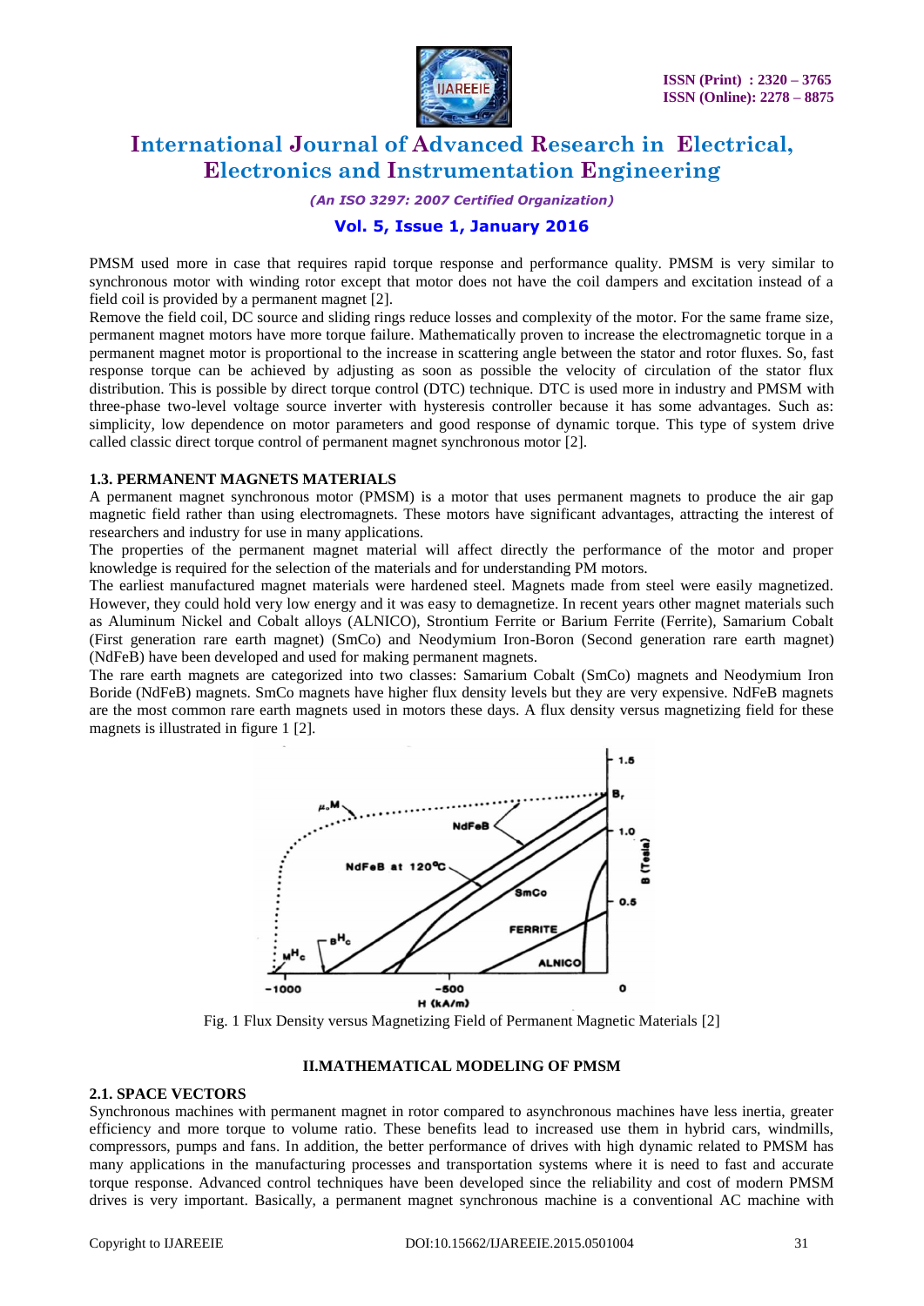PMSM used more in case that requires rapid torque response and performance quality. PMSM is very similar to synchronous motor with winding rotor except that motor does not have the coil dampers and excitation instead of a field coil is provided by a permanent magnet [2].

Remove the field coil, DC source and sliding rings reduce losses and complexity of the motor. For the same frame size, permanent magnet motors have more torque failure. Mathematically proven to increase the electromagnetic torque in a permanent magnet motor is proportional to the increase in scattering angle between the stator and rotor fluxes. So, fast response torque can be achieved by adjusting as soon as possible the velocity of circulation of the stator flux distribution. This is possible by direct torque control (DTC) technique. DTC is used more in industry and PMSM with three-phase two-level voltage source inverter with hysteresis controller because it has some advantages. Such as: simplicity, low dependence on motor parameters and good response of dynamic torque. This type of system drive called classic direct torque control of permanent magnet synchronous motor [2].

### 1.3. PERMANENT MAGNETS MATERIALS

A permanent magnet synchronous motor (PMSM) is a motor that uses permanent magnets to produce the air gap magnetic field rather than using electromagnets. These motors have significant advantages, attracting the interest of researchers and industry for use in many applications.

The properties of the permanent magnet material will affect directly the performance of the motor and proper knowledge is required for the selection of the materials and for understanding PM motors.

The earliest manufactured magnet materials were hardened steel. Magnets made from steel were easily magnetized. However, they could hold very low energy and it was easy to demagnetize. In recent years other magnet materials such as Aluminum Nickel and Cobalt alloys (ALNICO), Strontium Ferrite or Barium Ferrite (Ferrite), Samarium Cobalt (First generation rare earth magnet) (SmCo) and Neodymium Iron-Boron (Second generation rare earth magnet) (NdFeB) have been developed and used for making permanent magnets.

The rare earth magnets are categorized into two classes: Samarium Cobalt (SmCo) magnets and Neodymium Iron Boride (NdFeB) magnets. SmCo magnets have higher flux density levels but they are very expensive. NdFeB magnets are the most common rare earth magnets used in motors these days. A flux density versus magnetizing field for these magnets is illustrated in figure 1 [2].

Fig. 1 Flux Density versus Magnetizing Field of Permanent Magnetic Materials [2]

## II.MATHEMATICAL MODELING OF PMSM

### 2.1. SPACE VECTORS

Synchronous machines with permanent magnet in rotor compared to asynchronous machines have less inertia, greater efficiency and more torque to volume ratio. These benefits lead to increased use them in hybrid cars, windmills, compressors, pumps and fans. In addition, the better performance of drives with high dynamic related to PMSM has many applications in the manufacturing processes and transportation systems where it is need to fast and accurate torque response. Advanced control techniques have been developed since the reliability and cost of modern PMSM drives is very important. Basically, a permanent magnet synchronous machine is a conventional AC machine with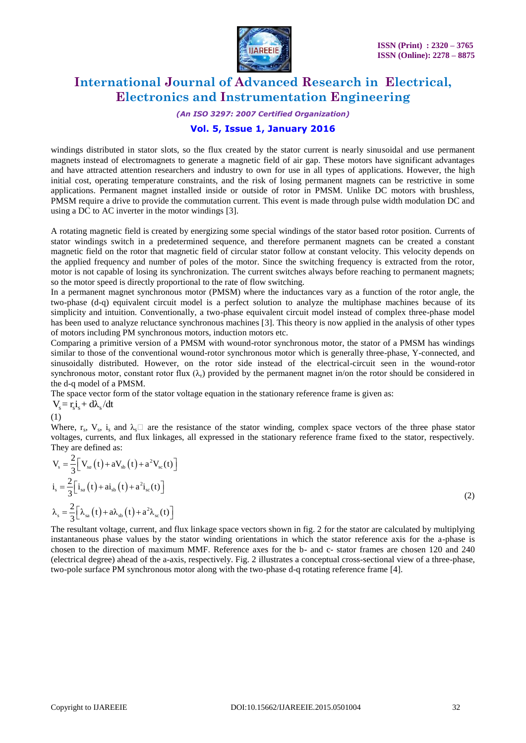windings distributed in stator slots, so the flux created by the stator current is nearly sinusoidal and use permanent magnets instead of electromagnets to generate a magnetic field of air gap. These motors have significant advantages and have attracted attention researchers and industry to own for use in all types of applications. However, the high initial cost, operating temperature constraints, and the risk of losing permanent magnets can be restrictive in some applications. Permanent magnet installed inside or outside of rotor in PMSM. Unlike DC motors with brushless, PMSM require a drive to provide the commutation current. This event is made through pulse width modulation DC and using a DC to AC inverter in the motor windings [3].

A rotating magnetic field is created by energizing some special windings of the stator based rotor position. Currents of stator windings switch in a predetermined sequence, and therefore permanent magnets can be created a constant magnetic field on the rotor that magnetic field of circular stator follow at constant velocity. This velocity depends on the applied frequency and number of poles of the motor. Since the switching frequency is extracted from the rotor, motor is not capable of losing its synchronization. The current switches always before reaching to permanent magnets; so the motor speed is directly proportional to the rate of flow switching.

In a permanent magnet synchronous motor (PMSM) where the inductances vary as a function of the rotor angle, the two-phase (d-q) equivalent circuit model is a perfect solution to analyze the multiphase machines because of its simplicity and intuition. Conventionally, a two-phase equivalent circuit model instead of complex three-phase model has been used to analyze reluctance synchronous machines [3]. This theory is now applied in the analysis of other types of motors including PM synchronous motors, induction motors etc.

Comparing a primitive version of a PMSM with wound-rotor synchronous motor, the stator of a PMSM has windings similar to those of the conventional wound-rotor synchronous motor which is generally three-phase, Y-connected, and sinusoidally distributed. However, on the rotor side instead of the electrical-circuit seen in the wound-rotor synchronous motor, constant rotor flux ($\lambda_r$) provided by the permanent magnet in/on the rotor should be considered in the d-q model of a PMSM.

The space vector form of the stator voltage equation in the stationary reference frame is given as:

$$V_s = r_s i_s + d\lambda_s/dt \tag{1}$$

Where, $r_s$, $V_s$, $i_s$ and $\lambda_s$ are the resistance of the stator winding, complex space vectors of the three phase stator voltages, currents, and flux linkages, all expressed in the stationary reference frame fixed to the stator, respectively. They are defined as:

$$\begin{aligned} V_s &= \frac{2}{3}\left[V_{sa}(t) + aV_{sb}(t) + a^2 V_{sc}(t)\right] \\ i_s &= \frac{2}{3}\left[i_{sa}(t) + ai_{sb}(t) + a^2 i_{sc}(t)\right] \\ \lambda_s &= \frac{2}{3}\left[\lambda_{sa}(t) + a\lambda_{sb}(t) + a^2 \lambda_{sc}(t)\right] \end{aligned} \tag{2}$$

The resultant voltage, current, and flux linkage space vectors shown in fig. 2 for the stator are calculated by multiplying instantaneous phase values by the stator winding orientations in which the stator reference axis for the a-phase is chosen to the direction of maximum MMF. Reference axes for the b- and c- stator frames are chosen 120 and 240 (electrical degree) ahead of the a-axis, respectively. Fig. 2 illustrates a conceptual cross-sectional view of a three-phase, two-pole surface PM synchronous motor along with the two-phase d-q rotating reference frame [4].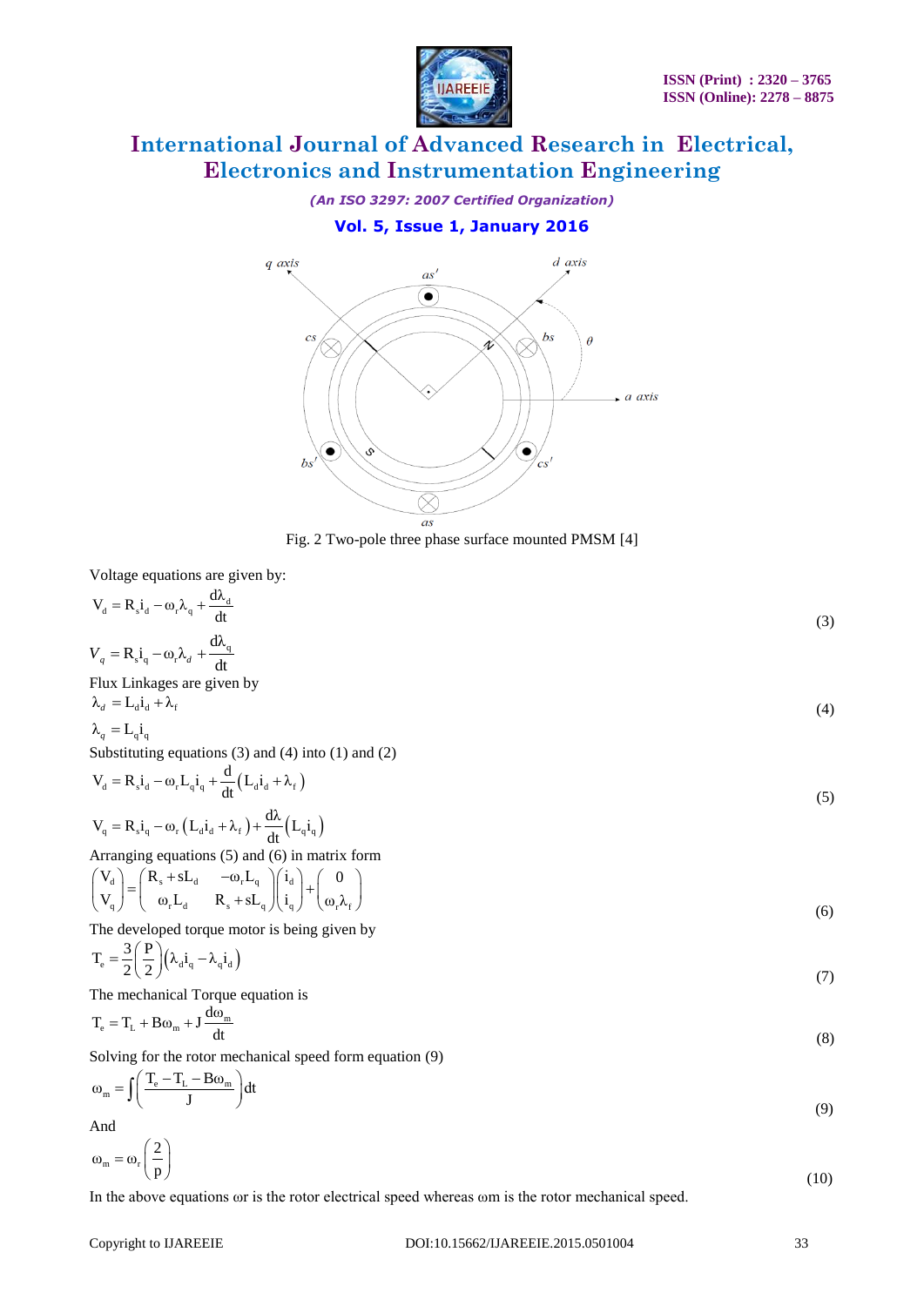Fig. 2 Two-pole three phase surface mounted PMSM [4]

Voltage equations are given by:

$$V_d = R_s i_d - \omega_r \lambda_q + \frac{d\lambda_d}{dt}$$

$$V_q = R_s i_q - \omega_r \lambda_d + \frac{d\lambda_q}{dt} \tag{3}$$

Flux Linkages are given by

$$\lambda_d = L_d i_d + \lambda_f$$

$$\lambda_q = L_q i_q \tag{4}$$

Substituting equations (3) and (4) into (1) and (2)

$$V_d = R_s i_d - \omega_r L_q i_q + \frac{d}{dt}\left(L_d i_d + \lambda_f\right)$$

$$V_q = R_s i_q - \omega_r \left(L_d i_d + \lambda_f\right) + \frac{d\lambda}{dt}\left(L_q i_q\right) \tag{5}$$

Arranging equations (5) and (6) in matrix form

$$\begin{pmatrix} V_d \\ V_q \end{pmatrix} = \begin{pmatrix} R_s + sL_d & -\omega_r L_q \\ \omega_r L_d & R_s + sL_q \end{pmatrix} \begin{pmatrix} i_d \\ i_q \end{pmatrix} + \begin{pmatrix} 0 \\ \omega_r \lambda_f \end{pmatrix} \tag{6}$$

The developed torque motor is being given by

$$T_e = \frac{3}{2}\left(\frac{P}{2}\right)\left(\lambda_d i_q - \lambda_q i_d\right) \tag{7}$$

The mechanical Torque equation is

$$T_e = T_L + B\omega_m + J\frac{d\omega_m}{dt} \tag{8}$$

Solving for the rotor mechanical speed form equation (9)

$$\omega_m = \int\left(\frac{T_e - T_L - B\omega_m}{J}\right)dt \tag{9}$$

And

$$\omega_m = \omega_r\left(\frac{2}{p}\right) \tag{10}$$

In the above equations ωr is the rotor electrical speed whereas ωm is the rotor mechanical speed.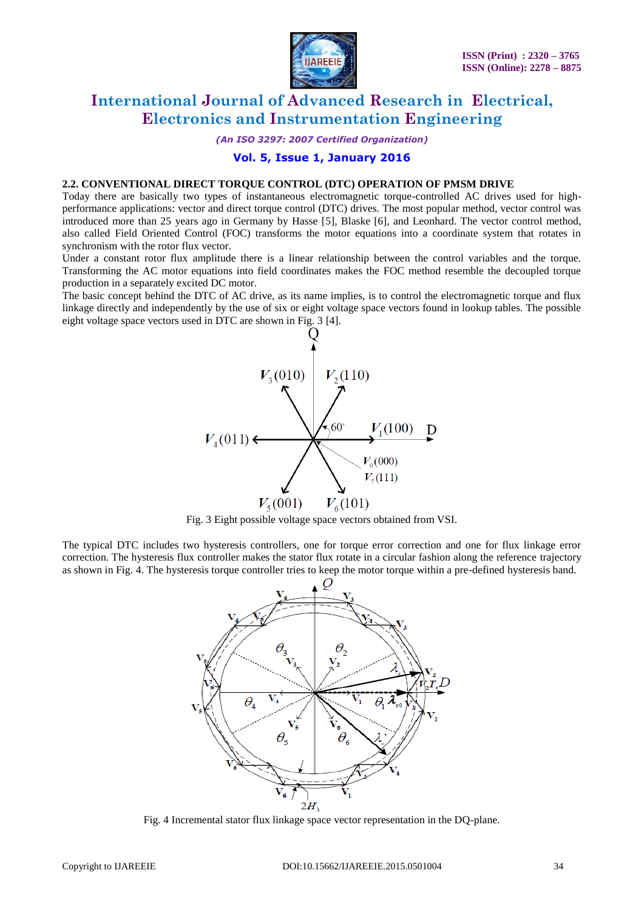### 2.2. CONVENTIONAL DIRECT TORQUE CONTROL (DTC) OPERATION OF PMSM DRIVE

Today there are basically two types of instantaneous electromagnetic torque-controlled AC drives used for high-performance applications: vector and direct torque control (DTC) drives. The most popular method, vector control was introduced more than 25 years ago in Germany by Hasse [5], Blaske [6], and Leonhard. The vector control method, also called Field Oriented Control (FOC) transforms the motor equations into a coordinate system that rotates in synchronism with the rotor flux vector.

Under a constant rotor flux amplitude there is a linear relationship between the control variables and the torque. Transforming the AC motor equations into field coordinates makes the FOC method resemble the decoupled torque production in a separately excited DC motor.

The basic concept behind the DTC of AC drive, as its name implies, is to control the electromagnetic torque and flux linkage directly and independently by the use of six or eight voltage space vectors found in lookup tables. The possible eight voltage space vectors used in DTC are shown in Fig. 3 [4].

Fig. 3 Eight possible voltage space vectors obtained from VSI.

The typical DTC includes two hysteresis controllers, one for torque error correction and one for flux linkage error correction. The hysteresis flux controller makes the stator flux rotate in a circular fashion along the reference trajectory as shown in Fig. 4. The hysteresis torque controller tries to keep the motor torque within a pre-defined hysteresis band.

Fig. 4 Incremental stator flux linkage space vector representation in the DQ-plane.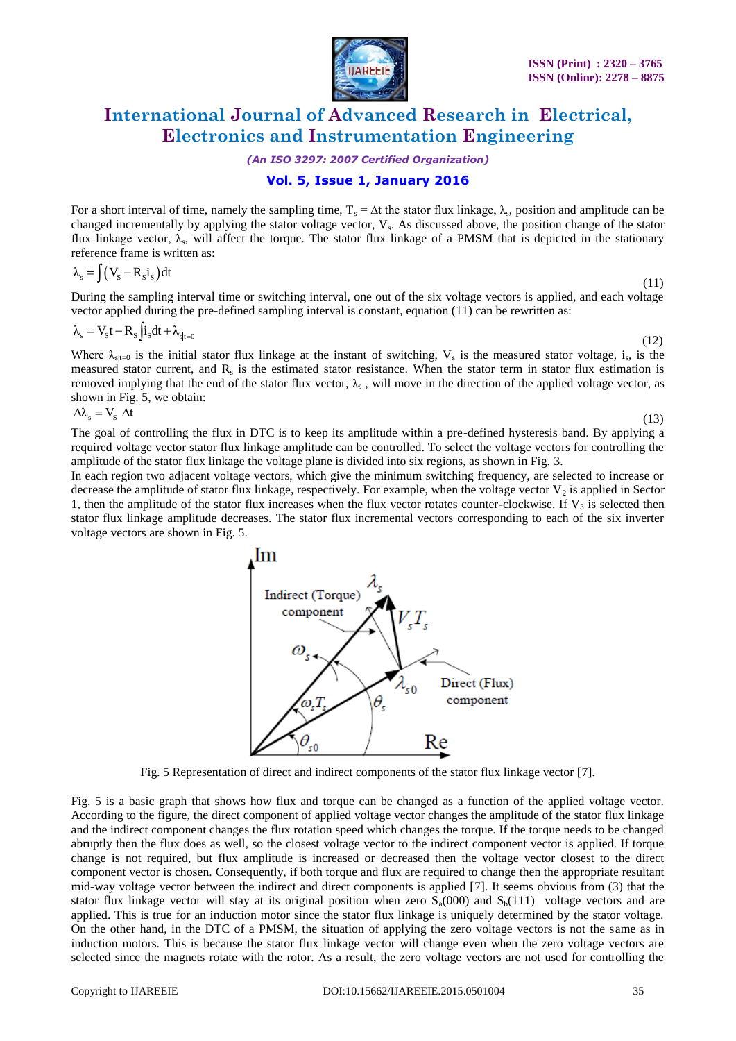For a short interval of time, namely the sampling time, $T_s = \Delta t$ the stator flux linkage, $\lambda_s$, position and amplitude can be changed incrementally by applying the stator voltage vector, $V_s$. As discussed above, the position change of the stator flux linkage vector, $\lambda_s$, will affect the torque. The stator flux linkage of a PMSM that is depicted in the stationary reference frame is written as:

$$\lambda_s = \int (V_s - R_s i_s) dt \tag{11}$$

During the sampling interval time or switching interval, one out of the six voltage vectors is applied, and each voltage vector applied during the pre-defined sampling interval is constant, equation (11) can be rewritten as:

$$\lambda_s = V_s t - R_s \int i_s dt + \lambda_{s|t=0} \tag{12}$$

Where $\lambda_{s|t=0}$ is the initial stator flux linkage at the instant of switching, $V_s$ is the measured stator voltage, $i_s$, is the measured stator current, and $R_s$ is the estimated stator resistance. When the stator term in stator flux estimation is removed implying that the end of the stator flux vector, $\lambda_s$, will move in the direction of the applied voltage vector, as shown in Fig. 5, we obtain:

$$\Delta\lambda_s = V_s \, \Delta t \tag{13}$$

The goal of controlling the flux in DTC is to keep its amplitude within a pre-defined hysteresis band. By applying a required voltage vector stator flux linkage amplitude can be controlled. To select the voltage vectors for controlling the amplitude of the stator flux linkage the voltage plane is divided into six regions, as shown in Fig. 3.

In each region two adjacent voltage vectors, which give the minimum switching frequency, are selected to increase or decrease the amplitude of stator flux linkage, respectively. For example, when the voltage vector $V_2$ is applied in Sector 1, then the amplitude of the stator flux increases when the flux vector rotates counter-clockwise. If $V_3$ is selected then stator flux linkage amplitude decreases. The stator flux incremental vectors corresponding to each of the six inverter voltage vectors are shown in Fig. 5.

Fig. 5 Representation of direct and indirect components of the stator flux linkage vector [7].

Fig. 5 is a basic graph that shows how flux and torque can be changed as a function of the applied voltage vector. According to the figure, the direct component of applied voltage vector changes the amplitude of the stator flux linkage and the indirect component changes the flux rotation speed which changes the torque. If the torque needs to be changed abruptly then the flux does as well, so the closest voltage vector to the indirect component vector is applied. If torque change is not required, but flux amplitude is increased or decreased then the voltage vector closest to the direct component vector is chosen. Consequently, if both torque and flux are required to change then the appropriate resultant mid-way voltage vector between the indirect and direct components is applied [7]. It seems obvious from (3) that the stator flux linkage vector will stay at its original position when zero $S_a(000)$ and $S_b(111)$ voltage vectors and are applied. This is true for an induction motor since the stator flux linkage is uniquely determined by the stator voltage. On the other hand, in the DTC of a PMSM, the situation of applying the zero voltage vectors is not the same as in induction motors. This is because the stator flux linkage vector will change even when the zero voltage vectors are selected since the magnets rotate with the rotor. As a result, the zero voltage vectors are not used for controlling the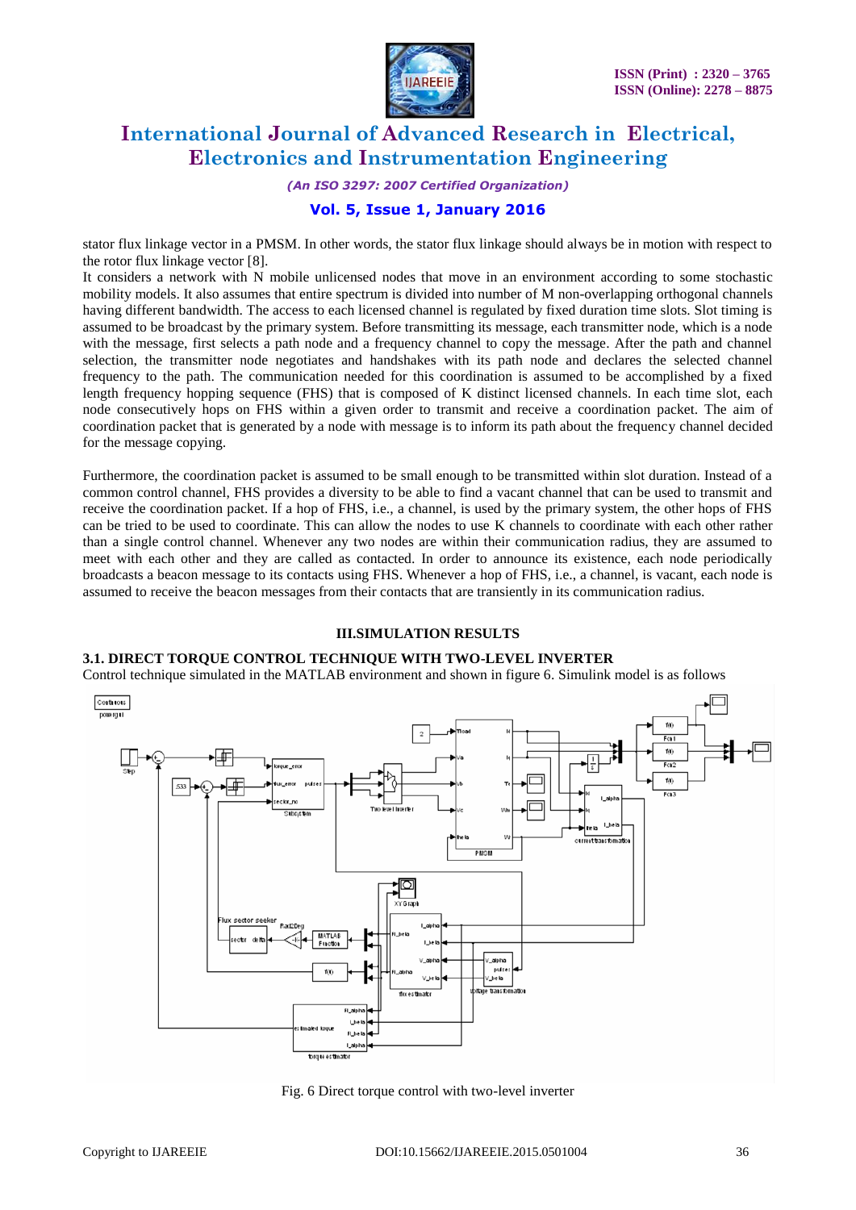stator flux linkage vector in a PMSM. In other words, the stator flux linkage should always be in motion with respect to the rotor flux linkage vector [8].

It considers a network with N mobile unlicensed nodes that move in an environment according to some stochastic mobility models. It also assumes that entire spectrum is divided into number of M non-overlapping orthogonal channels having different bandwidth. The access to each licensed channel is regulated by fixed duration time slots. Slot timing is assumed to be broadcast by the primary system. Before transmitting its message, each transmitter node, which is a node with the message, first selects a path node and a frequency channel to copy the message. After the path and channel selection, the transmitter node negotiates and handshakes with its path node and declares the selected channel frequency to the path. The communication needed for this coordination is assumed to be accomplished by a fixed length frequency hopping sequence (FHS) that is composed of K distinct licensed channels. In each time slot, each node consecutively hops on FHS within a given order to transmit and receive a coordination packet. The aim of coordination packet that is generated by a node with message is to inform its path about the frequency channel decided for the message copying.

Furthermore, the coordination packet is assumed to be small enough to be transmitted within slot duration. Instead of a common control channel, FHS provides a diversity to be able to find a vacant channel that can be used to transmit and receive the coordination packet. If a hop of FHS, i.e., a channel, is used by the primary system, the other hops of FHS can be tried to be used to coordinate. This can allow the nodes to use K channels to coordinate with each other rather than a single control channel. Whenever any two nodes are within their communication radius, they are assumed to meet with each other and they are called as contacted. In order to announce its existence, each node periodically broadcasts a beacon message to its contacts using FHS. Whenever a hop of FHS, i.e., a channel, is vacant, each node is assumed to receive the beacon messages from their contacts that are transiently in its communication radius.

## III.SIMULATION RESULTS

### 3.1. DIRECT TORQUE CONTROL TECHNIQUE WITH TWO-LEVEL INVERTER

Control technique simulated in the MATLAB environment and shown in figure 6. Simulink model is as follows

Fig. 6 Direct torque control with two-level inverter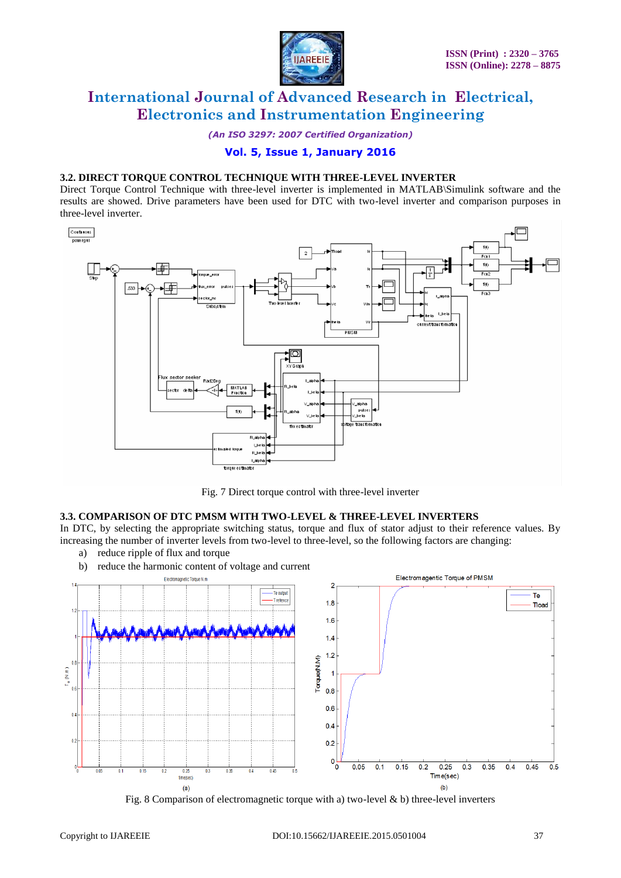### 3.2. DIRECT TORQUE CONTROL TECHNIQUE WITH THREE-LEVEL INVERTER

Direct Torque Control Technique with three-level inverter is implemented in MATLAB\Simulink software and the results are showed. Drive parameters have been used for DTC with two-level inverter and comparison purposes in three-level inverter.

Fig. 7 Direct torque control with three-level inverter

### 3.3. COMPARISON OF DTC PMSM WITH TWO-LEVEL & THREE-LEVEL INVERTERS

In DTC, by selecting the appropriate switching status, torque and flux of stator adjust to their reference values. By increasing the number of inverter levels from two-level to three-level, so the following factors are changing:

a) reduce ripple of flux and torque
b) reduce the harmonic content of voltage and current

Fig. 8 Comparison of electromagnetic torque with a) two-level & b) three-level inverters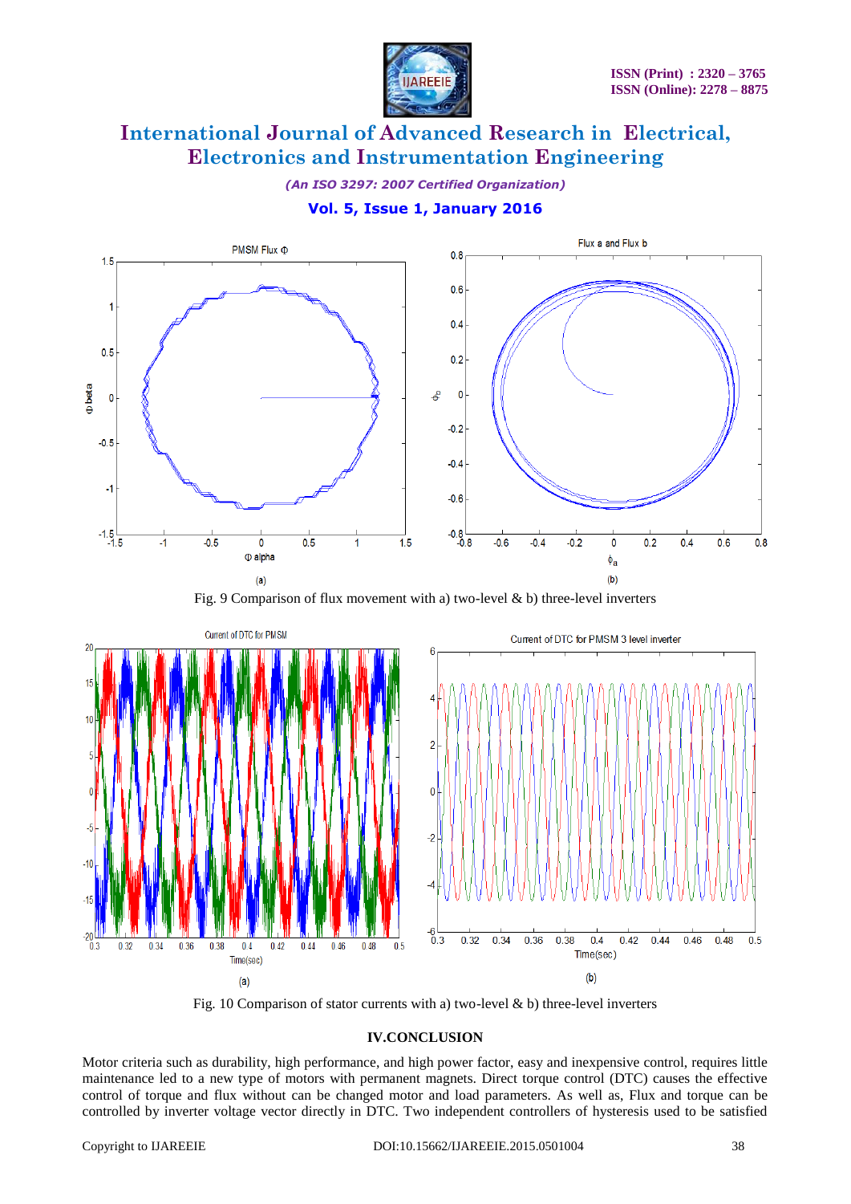Fig. 9 Comparison of flux movement with a) two-level & b) three-level inverters

Fig. 10 Comparison of stator currents with a) two-level & b) three-level inverters

## IV.CONCLUSION

Motor criteria such as durability, high performance, and high power factor, easy and inexpensive control, requires little maintenance led to a new type of motors with permanent magnets. Direct torque control (DTC) causes the effective control of torque and flux without can be changed motor and load parameters. As well as, Flux and torque can be controlled by inverter voltage vector directly in DTC. Two independent controllers of hysteresis used to be satisfied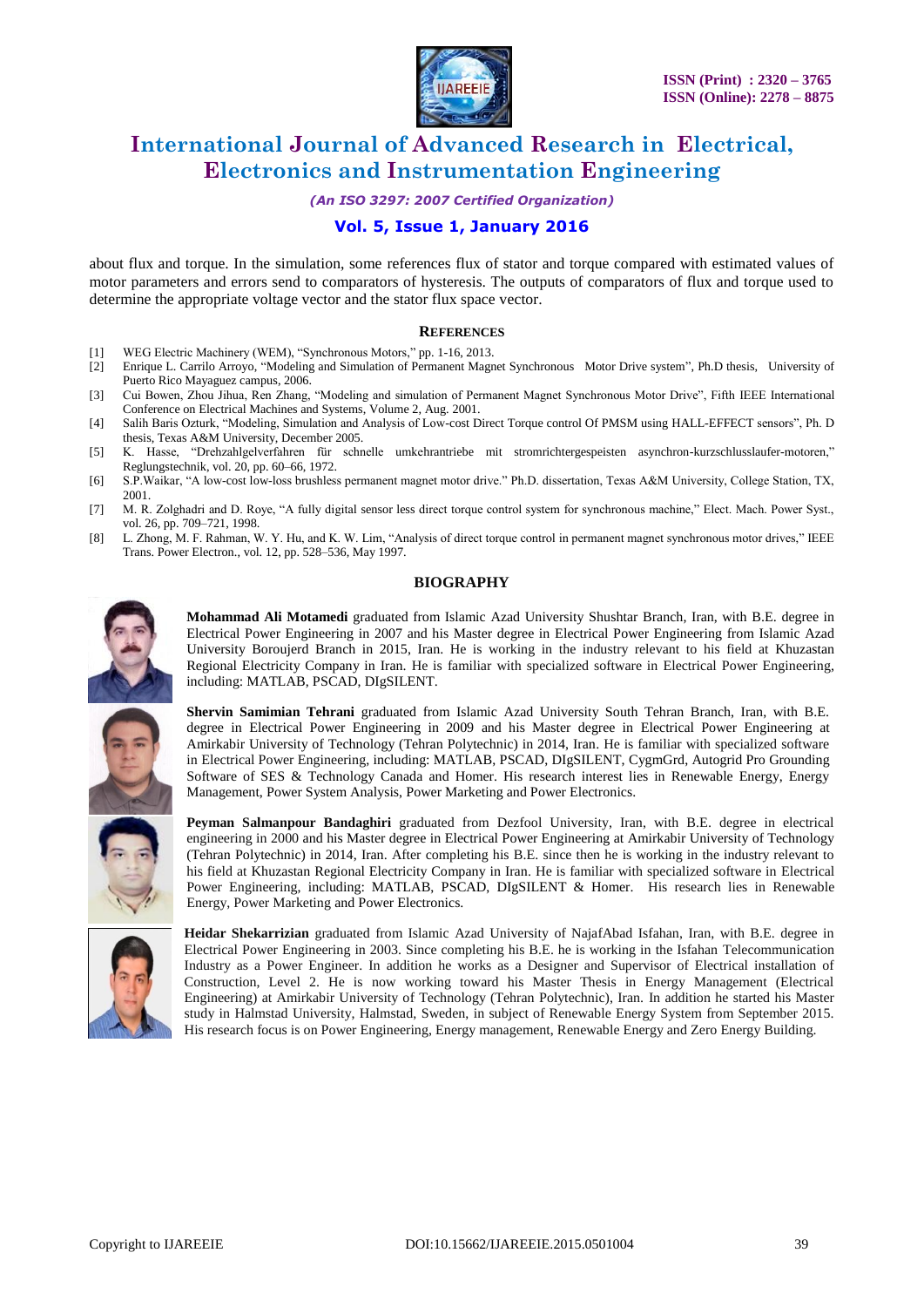about flux and torque. In the simulation, some references flux of stator and torque compared with estimated values of motor parameters and errors send to comparators of hysteresis. The outputs of comparators of flux and torque used to determine the appropriate voltage vector and the stator flux space vector.

## References

[1] WEG Electric Machinery (WEM), "Synchronous Motors," pp. 1-16, 2013.

[2] Enrique L. Carrilo Arroyo, "Modeling and Simulation of Permanent Magnet Synchronous Motor Drive system", Ph.D thesis, University of Puerto Rico Mayaguez campus, 2006.

[3] Cui Bowen, Zhou Jihua, Ren Zhang, "Modeling and simulation of Permanent Magnet Synchronous Motor Drive", Fifth IEEE International Conference on Electrical Machines and Systems, Volume 2, Aug. 2001.

[4] Salih Baris Ozturk, "Modeling, Simulation and Analysis of Low-cost Direct Torque control Of PMSM using HALL-EFFECT sensors", Ph. D thesis, Texas A&M University, December 2005.

[5] K. Hasse, "Drehzahlgelverfahren für schnelle umkehrantriebe mit stromrichtergespeisten asynchron-kurzschlusslaufer-motoren," Reglungstechnik, vol. 20, pp. 60–66, 1972.

[6] S.P.Waikar, "A low-cost low-loss brushless permanent magnet motor drive." Ph.D. dissertation, Texas A&M University, College Station, TX, 2001.

[7] M. R. Zolghadri and D. Roye, "A fully digital sensor less direct torque control system for synchronous machine," Elect. Mach. Power Syst., vol. 26, pp. 709–721, 1998.

[8] L. Zhong, M. F. Rahman, W. Y. Hu, and K. W. Lim, "Analysis of direct torque control in permanent magnet synchronous motor drives," IEEE Trans. Power Electron., vol. 12, pp. 528–536, May 1997.

## BIOGRAPHY

**Mohammad Ali Motamedi** graduated from Islamic Azad University Shushtar Branch, Iran, with B.E. degree in Electrical Power Engineering in 2007 and his Master degree in Electrical Power Engineering from Islamic Azad University Boroujerd Branch in 2015, Iran. He is working in the industry relevant to his field at Khuzastan Regional Electricity Company in Iran. He is familiar with specialized software in Electrical Power Engineering, including: MATLAB, PSCAD, DIgSILENT.

**Shervin Samimian Tehrani** graduated from Islamic Azad University South Tehran Branch, Iran, with B.E. degree in Electrical Power Engineering in 2009 and his Master degree in Electrical Power Engineering at Amirkabir University of Technology (Tehran Polytechnic) in 2014, Iran. He is familiar with specialized software in Electrical Power Engineering, including: MATLAB, PSCAD, DIgSILENT, CygmGrd, Autogrid Pro Grounding Software of SES & Technology Canada and Homer. His research interest lies in Renewable Energy, Energy Management, Power System Analysis, Power Marketing and Power Electronics.

**Peyman Salmanpour Bandaghiri** graduated from Dezfool University, Iran, with B.E. degree in electrical engineering in 2000 and his Master degree in Electrical Power Engineering at Amirkabir University of Technology (Tehran Polytechnic) in 2014, Iran. After completing his B.E. since then he is working in the industry relevant to his field at Khuzastan Regional Electricity Company in Iran. He is familiar with specialized software in Electrical Power Engineering, including: MATLAB, PSCAD, DIgSILENT & Homer. His research lies in Renewable Energy, Power Marketing and Power Electronics.

**Heidar Shekarrizian** graduated from Islamic Azad University of NajafAbad Isfahan, Iran, with B.E. degree in Electrical Power Engineering in 2003. Since completing his B.E. he is working in the Isfahan Telecommunication Industry as a Power Engineer. In addition he works as a Designer and Supervisor of Electrical installation of Construction, Level 2. He is now working toward his Master Thesis in Energy Management (Electrical Engineering) at Amirkabir University of Technology (Tehran Polytechnic), Iran. In addition he started his Master study in Halmstad University, Halmstad, Sweden, in subject of Renewable Energy System from September 2015. His research focus is on Power Engineering, Energy management, Renewable Energy and Zero Energy Building.